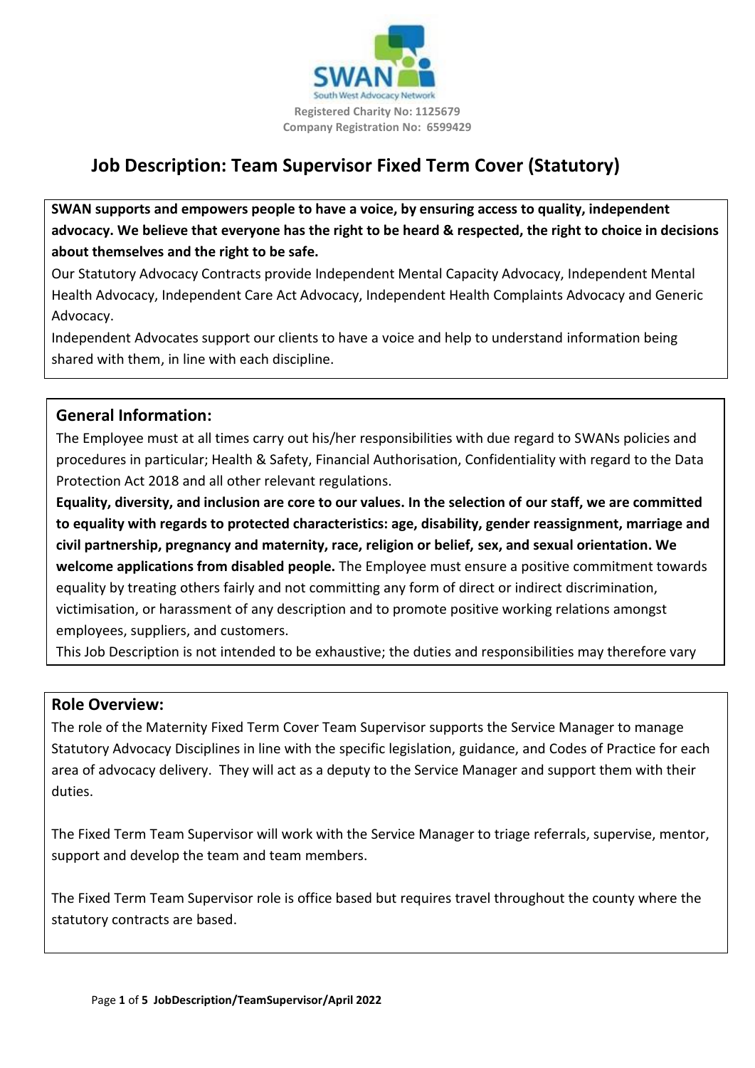SWAN

South West Advocacy Network

Registered Charity No: 1125679
Company Registration No: 6599429

# Job Description: Team Supervisor Fixed Term Cover (Statutory)

**SWAN supports and empowers people to have a voice, by ensuring access to quality, independent advocacy. We believe that everyone has the right to be heard & respected, the right to choice in decisions about themselves and the right to be safe.**

Our Statutory Advocacy Contracts provide Independent Mental Capacity Advocacy, Independent Mental Health Advocacy, Independent Care Act Advocacy, Independent Health Complaints Advocacy and Generic Advocacy.

Independent Advocates support our clients to have a voice and help to understand information being shared with them, in line with each discipline.

## General Information:

The Employee must at all times carry out his/her responsibilities with due regard to SWANs policies and procedures in particular; Health & Safety, Financial Authorisation, Confidentiality with regard to the Data Protection Act 2018 and all other relevant regulations.

**Equality, diversity, and inclusion are core to our values. In the selection of our staff, we are committed to equality with regards to protected characteristics: age, disability, gender reassignment, marriage and civil partnership, pregnancy and maternity, race, religion or belief, sex, and sexual orientation. We welcome applications from disabled people.** The Employee must ensure a positive commitment towards equality by treating others fairly and not committing any form of direct or indirect discrimination, victimisation, or harassment of any description and to promote positive working relations amongst employees, suppliers, and customers.

This Job Description is not intended to be exhaustive; the duties and responsibilities may therefore vary

## Role Overview:

The role of the Maternity Fixed Term Cover Team Supervisor supports the Service Manager to manage Statutory Advocacy Disciplines in line with the specific legislation, guidance, and Codes of Practice for each area of advocacy delivery. They will act as a deputy to the Service Manager and support them with their duties.

The Fixed Term Team Supervisor will work with the Service Manager to triage referrals, supervise, mentor, support and develop the team and team members.

The Fixed Term Team Supervisor role is office based but requires travel throughout the county where the statutory contracts are based.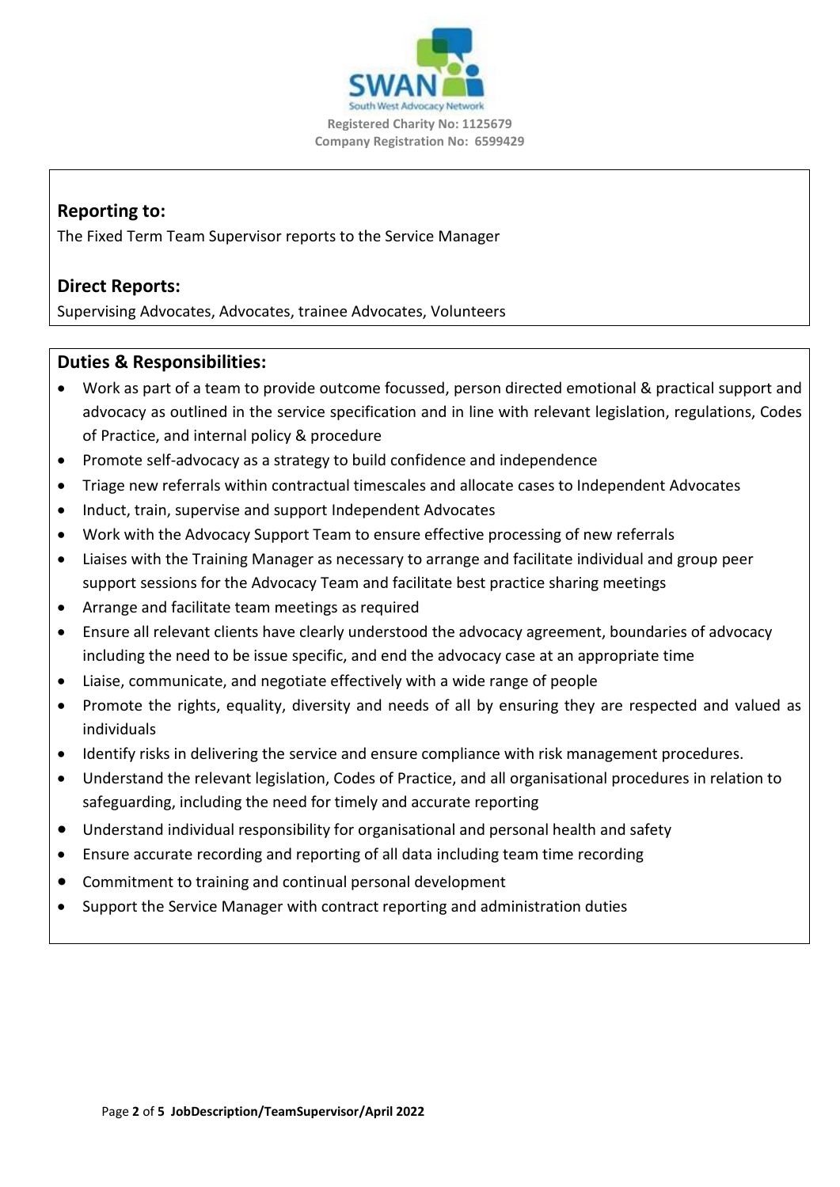Registered Charity No: 1125679
Company Registration No: 6599429

## Reporting to:

The Fixed Term Team Supervisor reports to the Service Manager

## Direct Reports:

Supervising Advocates, Advocates, trainee Advocates, Volunteers

## Duties & Responsibilities:

- Work as part of a team to provide outcome focussed, person directed emotional & practical support and advocacy as outlined in the service specification and in line with relevant legislation, regulations, Codes of Practice, and internal policy & procedure
- Promote self-advocacy as a strategy to build confidence and independence
- Triage new referrals within contractual timescales and allocate cases to Independent Advocates
- Induct, train, supervise and support Independent Advocates
- Work with the Advocacy Support Team to ensure effective processing of new referrals
- Liaises with the Training Manager as necessary to arrange and facilitate individual and group peer support sessions for the Advocacy Team and facilitate best practice sharing meetings
- Arrange and facilitate team meetings as required
- Ensure all relevant clients have clearly understood the advocacy agreement, boundaries of advocacy including the need to be issue specific, and end the advocacy case at an appropriate time
- Liaise, communicate, and negotiate effectively with a wide range of people
- Promote the rights, equality, diversity and needs of all by ensuring they are respected and valued as individuals
- Identify risks in delivering the service and ensure compliance with risk management procedures.
- Understand the relevant legislation, Codes of Practice, and all organisational procedures in relation to safeguarding, including the need for timely and accurate reporting
- Understand individual responsibility for organisational and personal health and safety
- Ensure accurate recording and reporting of all data including team time recording
- Commitment to training and continual personal development
- Support the Service Manager with contract reporting and administration duties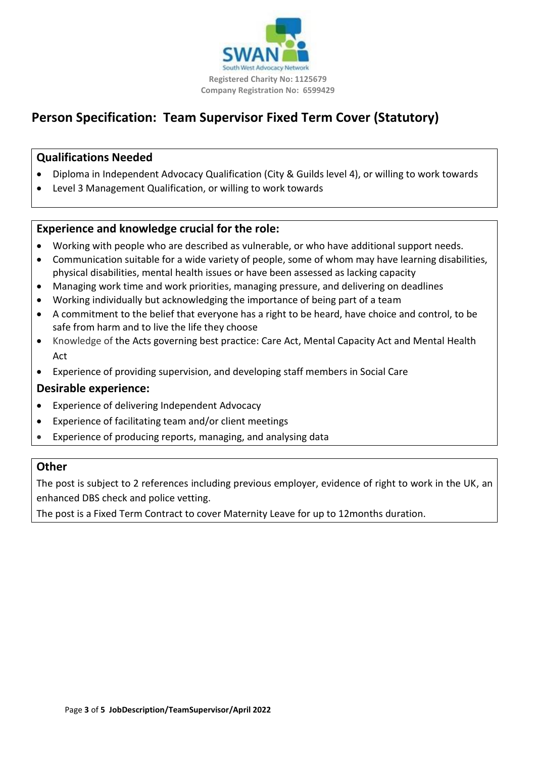Registered Charity No: 1125679
Company Registration No: 6599429

# Person Specification: Team Supervisor Fixed Term Cover (Statutory)

## Qualifications Needed

- Diploma in Independent Advocacy Qualification (City & Guilds level 4), or willing to work towards
- Level 3 Management Qualification, or willing to work towards

## Experience and knowledge crucial for the role:

- Working with people who are described as vulnerable, or who have additional support needs.
- Communication suitable for a wide variety of people, some of whom may have learning disabilities, physical disabilities, mental health issues or have been assessed as lacking capacity
- Managing work time and work priorities, managing pressure, and delivering on deadlines
- Working individually but acknowledging the importance of being part of a team
- A commitment to the belief that everyone has a right to be heard, have choice and control, to be safe from harm and to live the life they choose
- Knowledge of the Acts governing best practice: Care Act, Mental Capacity Act and Mental Health Act
- Experience of providing supervision, and developing staff members in Social Care

## Desirable experience:

- Experience of delivering Independent Advocacy
- Experience of facilitating team and/or client meetings
- Experience of producing reports, managing, and analysing data

## Other

The post is subject to 2 references including previous employer, evidence of right to work in the UK, an enhanced DBS check and police vetting.

The post is a Fixed Term Contract to cover Maternity Leave for up to 12months duration.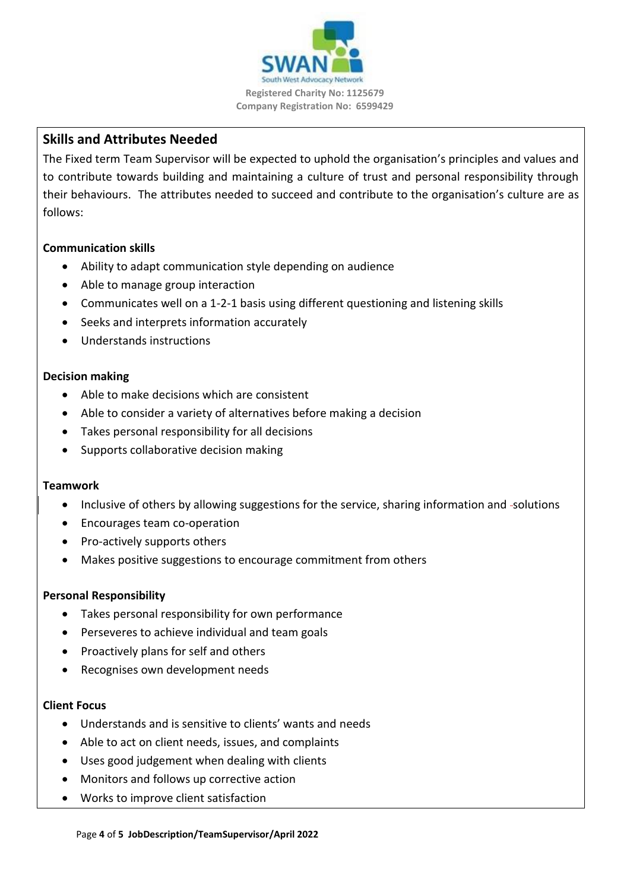Registered Charity No: 1125679
Company Registration No: 6599429

## Skills and Attributes Needed

The Fixed term Team Supervisor will be expected to uphold the organisation's principles and values and to contribute towards building and maintaining a culture of trust and personal responsibility through their behaviours. The attributes needed to succeed and contribute to the organisation's culture are as follows:

**Communication skills**

- Ability to adapt communication style depending on audience
- Able to manage group interaction
- Communicates well on a 1-2-1 basis using different questioning and listening skills
- Seeks and interprets information accurately
- Understands instructions

**Decision making**

- Able to make decisions which are consistent
- Able to consider a variety of alternatives before making a decision
- Takes personal responsibility for all decisions
- Supports collaborative decision making

**Teamwork**

- Inclusive of others by allowing suggestions for the service, sharing information and solutions
- Encourages team co-operation
- Pro-actively supports others
- Makes positive suggestions to encourage commitment from others

**Personal Responsibility**

- Takes personal responsibility for own performance
- Perseveres to achieve individual and team goals
- Proactively plans for self and others
- Recognises own development needs

**Client Focus**

- Understands and is sensitive to clients' wants and needs
- Able to act on client needs, issues, and complaints
- Uses good judgement when dealing with clients
- Monitors and follows up corrective action
- Works to improve client satisfaction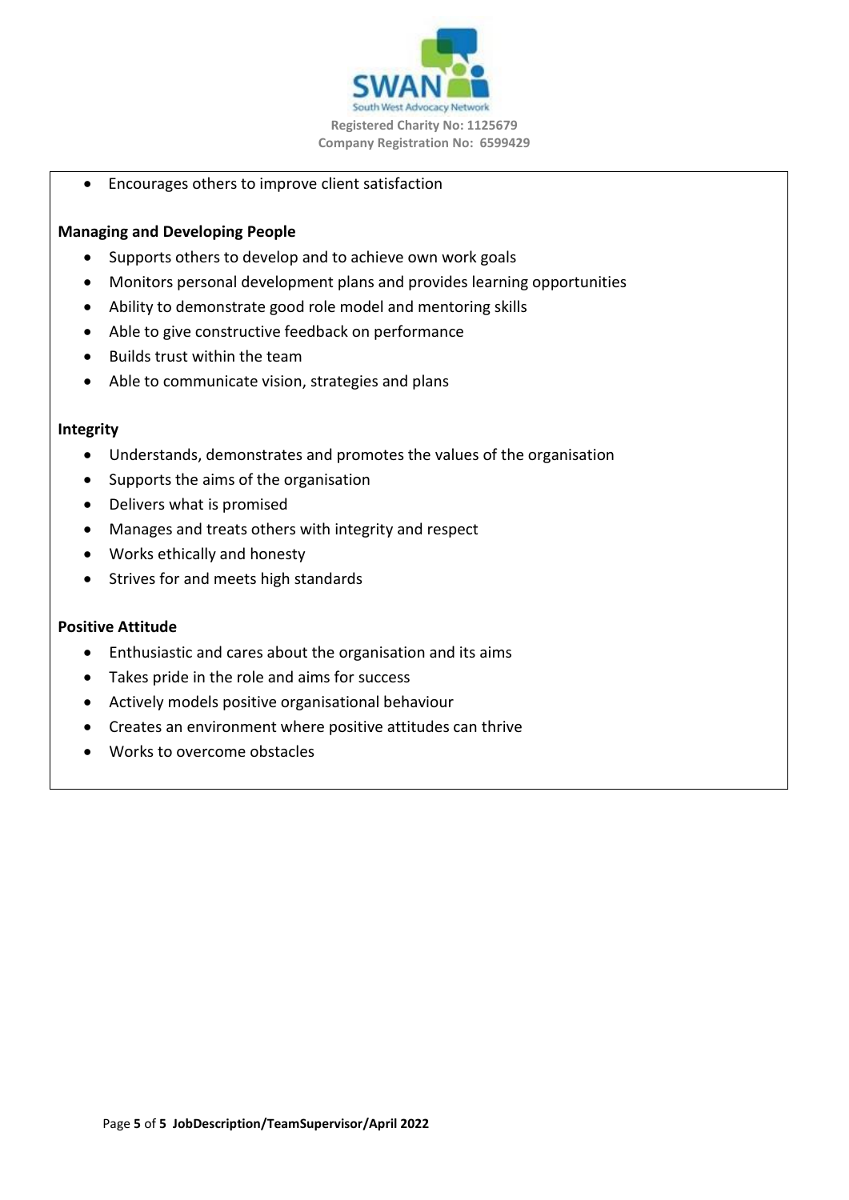- Encourages others to improve client satisfaction

**Managing and Developing People**

- Supports others to develop and to achieve own work goals
- Monitors personal development plans and provides learning opportunities
- Ability to demonstrate good role model and mentoring skills
- Able to give constructive feedback on performance
- Builds trust within the team
- Able to communicate vision, strategies and plans

**Integrity**

- Understands, demonstrates and promotes the values of the organisation
- Supports the aims of the organisation
- Delivers what is promised
- Manages and treats others with integrity and respect
- Works ethically and honesty
- Strives for and meets high standards

**Positive Attitude**

- Enthusiastic and cares about the organisation and its aims
- Takes pride in the role and aims for success
- Actively models positive organisational behaviour
- Creates an environment where positive attitudes can thrive
- Works to overcome obstacles